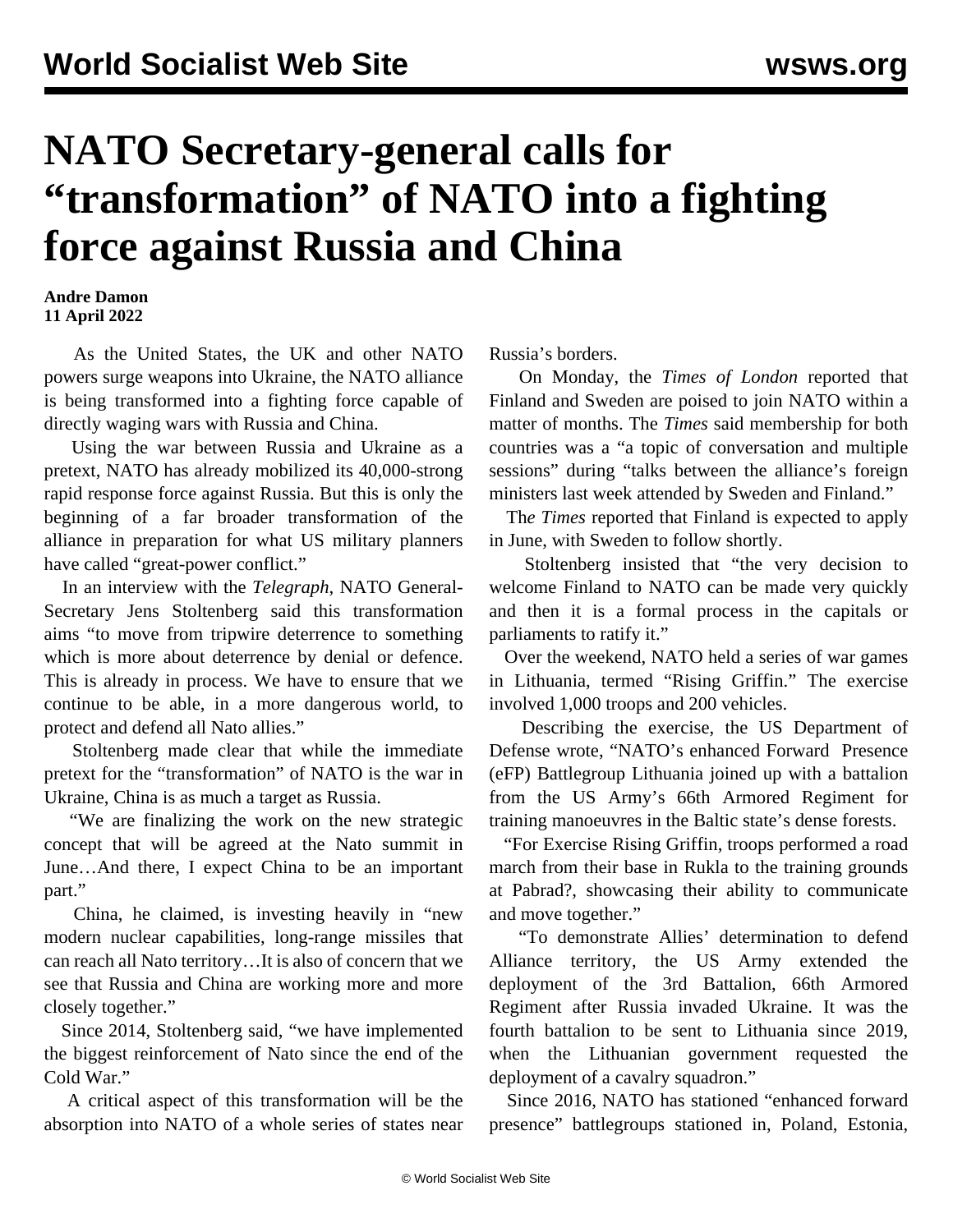# NATO Secretary-general calls for "transformation" of NATO into a fighting force against Russia and China

**Andre Damon**
**11 April 2022**

As the United States, the UK and other NATO powers surge weapons into Ukraine, the NATO alliance is being transformed into a fighting force capable of directly waging wars with Russia and China.

Using the war between Russia and Ukraine as a pretext, NATO has already mobilized its 40,000-strong rapid response force against Russia. But this is only the beginning of a far broader transformation of the alliance in preparation for what US military planners have called "great-power conflict."

In an interview with the *Telegraph*, NATO General-Secretary Jens Stoltenberg said this transformation aims "to move from tripwire deterrence to something which is more about deterrence by denial or defence. This is already in process. We have to ensure that we continue to be able, in a more dangerous world, to protect and defend all Nato allies."

Stoltenberg made clear that while the immediate pretext for the "transformation" of NATO is the war in Ukraine, China is as much a target as Russia.

"We are finalizing the work on the new strategic concept that will be agreed at the Nato summit in June…And there, I expect China to be an important part."

China, he claimed, is investing heavily in "new modern nuclear capabilities, long-range missiles that can reach all Nato territory…It is also of concern that we see that Russia and China are working more and more closely together."

Since 2014, Stoltenberg said, "we have implemented the biggest reinforcement of Nato since the end of the Cold War."

A critical aspect of this transformation will be the absorption into NATO of a whole series of states near Russia's borders.

On Monday, the *Times of London* reported that Finland and Sweden are poised to join NATO within a matter of months. The *Times* said membership for both countries was a "a topic of conversation and multiple sessions" during "talks between the alliance's foreign ministers last week attended by Sweden and Finland."

The *Times* reported that Finland is expected to apply in June, with Sweden to follow shortly.

Stoltenberg insisted that "the very decision to welcome Finland to NATO can be made very quickly and then it is a formal process in the capitals or parliaments to ratify it."

Over the weekend, NATO held a series of war games in Lithuania, termed "Rising Griffin." The exercise involved 1,000 troops and 200 vehicles.

Describing the exercise, the US Department of Defense wrote, "NATO's enhanced Forward Presence (eFP) Battlegroup Lithuania joined up with a battalion from the US Army's 66th Armored Regiment for training manoeuvres in the Baltic state's dense forests.

"For Exercise Rising Griffin, troops performed a road march from their base in Rukla to the training grounds at Pabrad?, showcasing their ability to communicate and move together."

"To demonstrate Allies' determination to defend Alliance territory, the US Army extended the deployment of the 3rd Battalion, 66th Armored Regiment after Russia invaded Ukraine. It was the fourth battalion to be sent to Lithuania since 2019, when the Lithuanian government requested the deployment of a cavalry squadron."

Since 2016, NATO has stationed "enhanced forward presence" battlegroups stationed in, Poland, Estonia,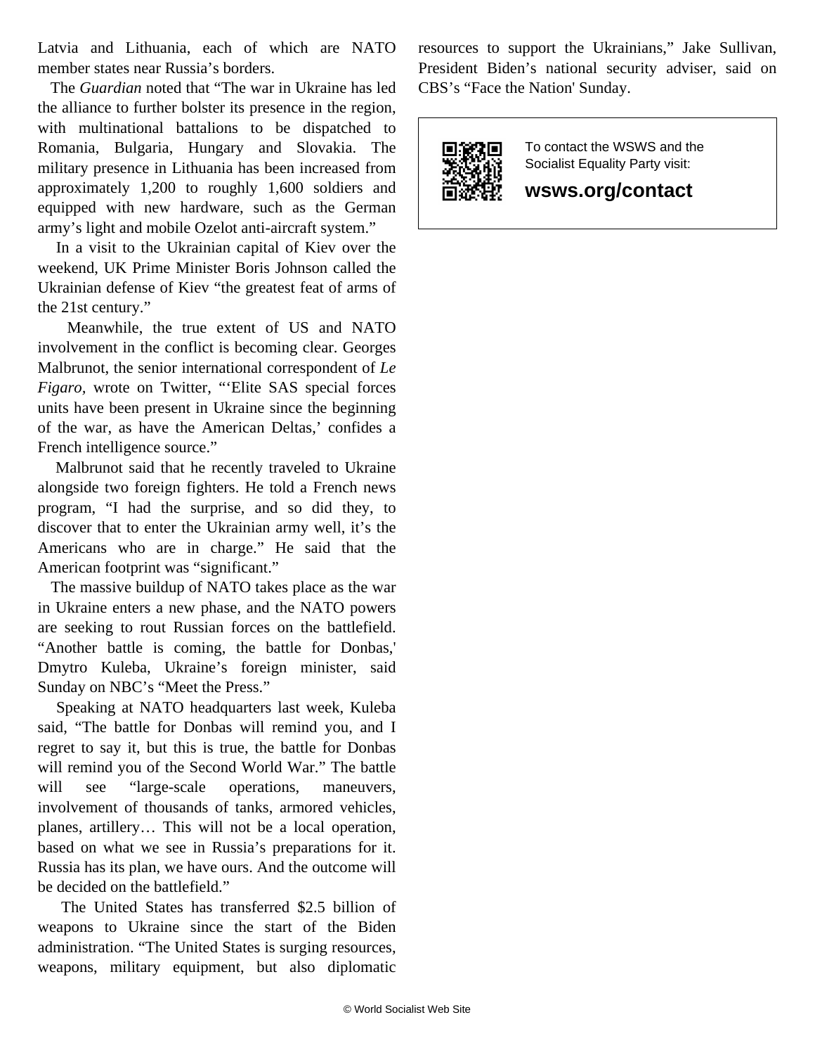Latvia and Lithuania, each of which are NATO member states near Russia's borders.

The *Guardian* noted that "The war in Ukraine has led the alliance to further bolster its presence in the region, with multinational battalions to be dispatched to Romania, Bulgaria, Hungary and Slovakia. The military presence in Lithuania has been increased from approximately 1,200 to roughly 1,600 soldiers and equipped with new hardware, such as the German army's light and mobile Ozelot anti-aircraft system."

In a visit to the Ukrainian capital of Kiev over the weekend, UK Prime Minister Boris Johnson called the Ukrainian defense of Kiev "the greatest feat of arms of the 21st century."

Meanwhile, the true extent of US and NATO involvement in the conflict is becoming clear. Georges Malbrunot, the senior international correspondent of *Le Figaro*, wrote on Twitter, "'Elite SAS special forces units have been present in Ukraine since the beginning of the war, as have the American Deltas,' confides a French intelligence source."

Malbrunot said that he recently traveled to Ukraine alongside two foreign fighters. He told a French news program, "I had the surprise, and so did they, to discover that to enter the Ukrainian army well, it's the Americans who are in charge." He said that the American footprint was "significant."

The massive buildup of NATO takes place as the war in Ukraine enters a new phase, and the NATO powers are seeking to rout Russian forces on the battlefield. "Another battle is coming, the battle for Donbas,' Dmytro Kuleba, Ukraine's foreign minister, said Sunday on NBC's "Meet the Press."

Speaking at NATO headquarters last week, Kuleba said, "The battle for Donbas will remind you, and I regret to say it, but this is true, the battle for Donbas will remind you of the Second World War." The battle will see "large-scale operations, maneuvers, involvement of thousands of tanks, armored vehicles, planes, artillery… This will not be a local operation, based on what we see in Russia's preparations for it. Russia has its plan, we have ours. And the outcome will be decided on the battlefield."

The United States has transferred $2.5 billion of weapons to Ukraine since the start of the Biden administration. "The United States is surging resources, weapons, military equipment, but also diplomatic resources to support the Ukrainians," Jake Sullivan, President Biden's national security adviser, said on CBS's "Face the Nation' Sunday.

To contact the WSWS and the Socialist Equality Party visit:

**wsws.org/contact**